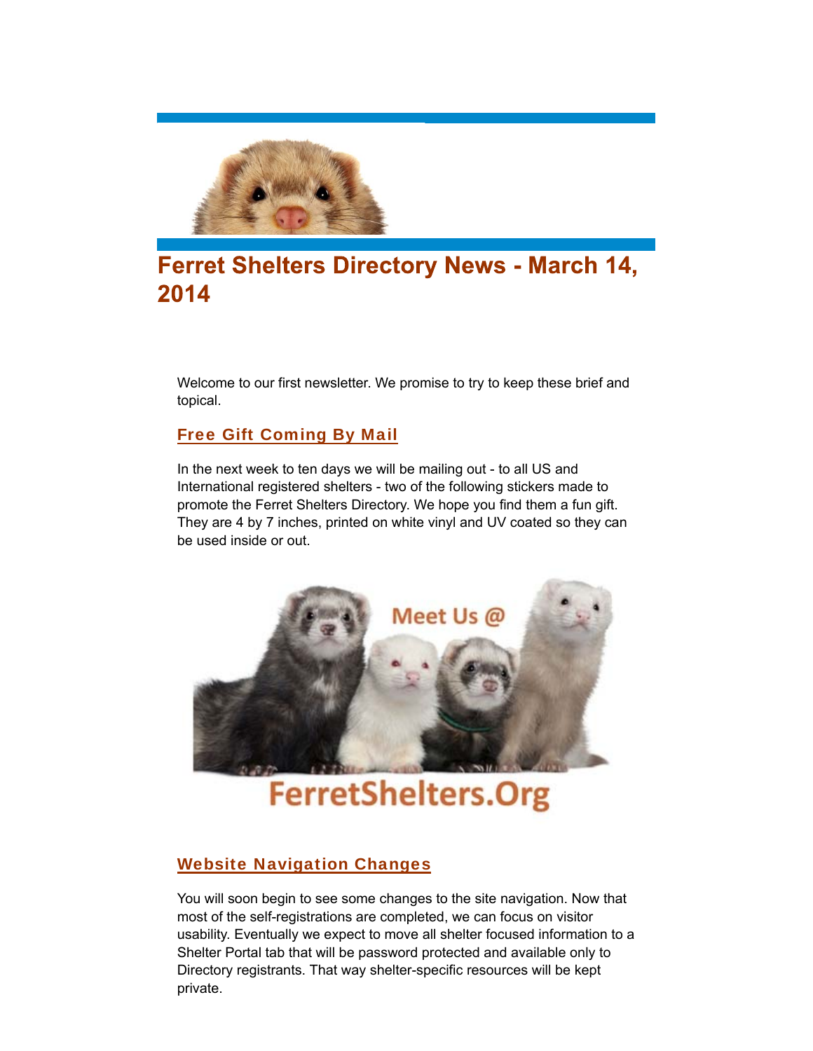# Ferret Shelters Directory News - March 14, 2014

Welcome to our first newsletter. We promise to try to keep these brief and topical.

## Free Gift Coming By Mail

In the next week to ten days we will be mailing out - to all US and International registered shelters - two of the following stickers made to promote the Ferret Shelters Directory. We hope you find them a fun gift. They are 4 by 7 inches, printed on white vinyl and UV coated so they can be used inside or out.

## Website Navigation Changes

You will soon begin to see some changes to the site navigation. Now that most of the self-registrations are completed, we can focus on visitor usability. Eventually we expect to move all shelter focused information to a Shelter Portal tab that will be password protected and available only to Directory registrants. That way shelter-specific resources will be kept private.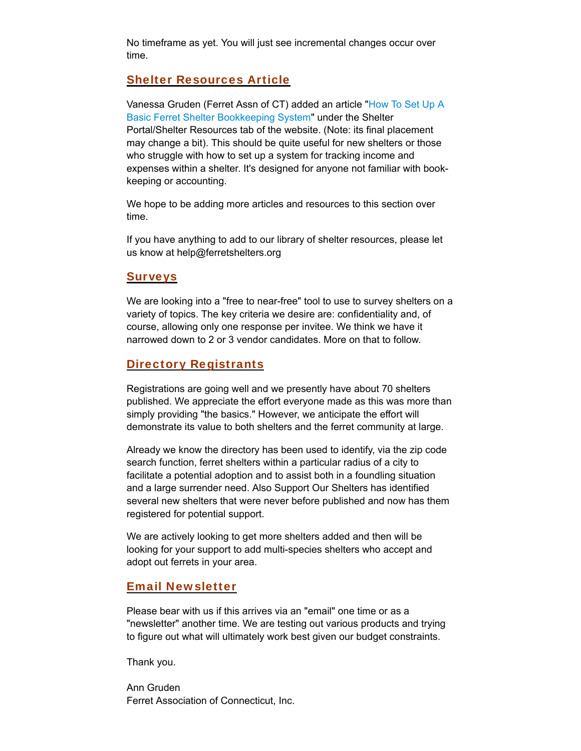No timeframe as yet. You will just see incremental changes occur over time.

## Shelter Resources Article

Vanessa Gruden (Ferret Assn of CT) added an article "How To Set Up A Basic Ferret Shelter Bookkeeping System" under the Shelter Portal/Shelter Resources tab of the website. (Note: its final placement may change a bit). This should be quite useful for new shelters or those who struggle with how to set up a system for tracking income and expenses within a shelter. It's designed for anyone not familiar with book-keeping or accounting.

We hope to be adding more articles and resources to this section over time.

If you have anything to add to our library of shelter resources, please let us know at help@ferretshelters.org

## Surveys

We are looking into a "free to near-free" tool to use to survey shelters on a variety of topics. The key criteria we desire are: confidentiality and, of course, allowing only one response per invitee. We think we have it narrowed down to 2 or 3 vendor candidates. More on that to follow.

## Directory Registrants

Registrations are going well and we presently have about 70 shelters published. We appreciate the effort everyone made as this was more than simply providing "the basics." However, we anticipate the effort will demonstrate its value to both shelters and the ferret community at large.

Already we know the directory has been used to identify, via the zip code search function, ferret shelters within a particular radius of a city to facilitate a potential adoption and to assist both in a foundling situation and a large surrender need. Also Support Our Shelters has identified several new shelters that were never before published and now has them registered for potential support.

We are actively looking to get more shelters added and then will be looking for your support to add multi-species shelters who accept and adopt out ferrets in your area.

## Email Newsletter

Please bear with us if this arrives via an "email" one time or as a "newsletter" another time. We are testing out various products and trying to figure out what will ultimately work best given our budget constraints.

Thank you.

Ann Gruden
Ferret Association of Connecticut, Inc.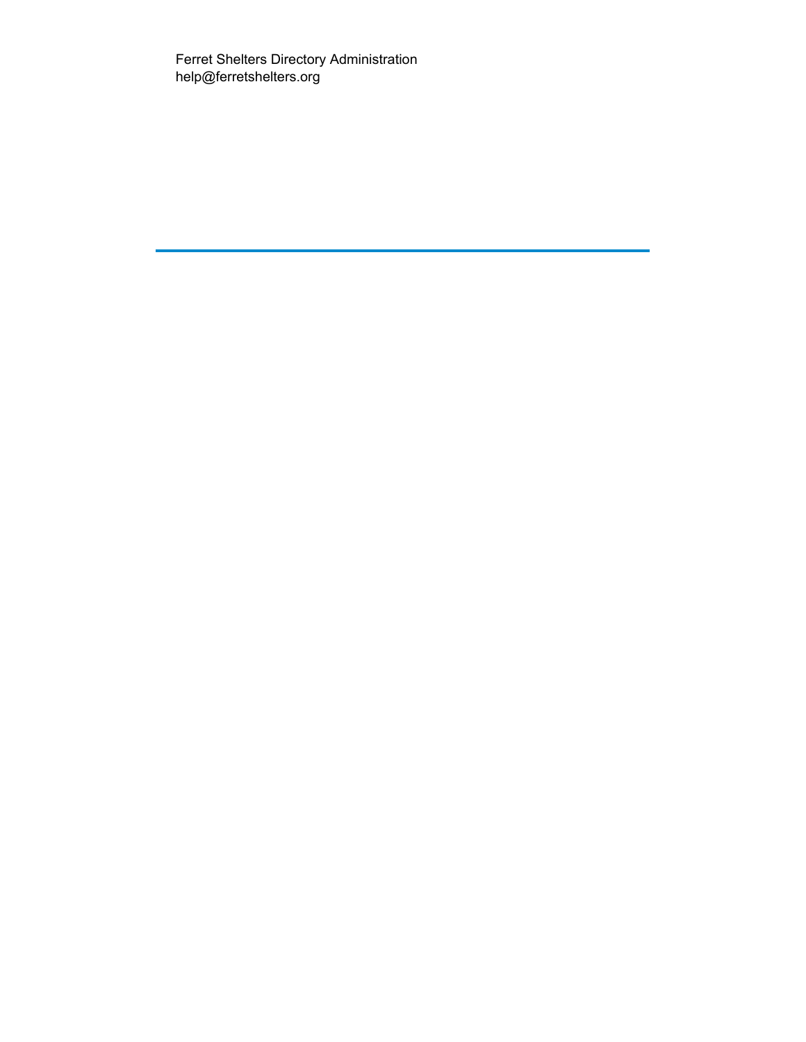Ferret Shelters Directory Administration
help@ferretshelters.org

---